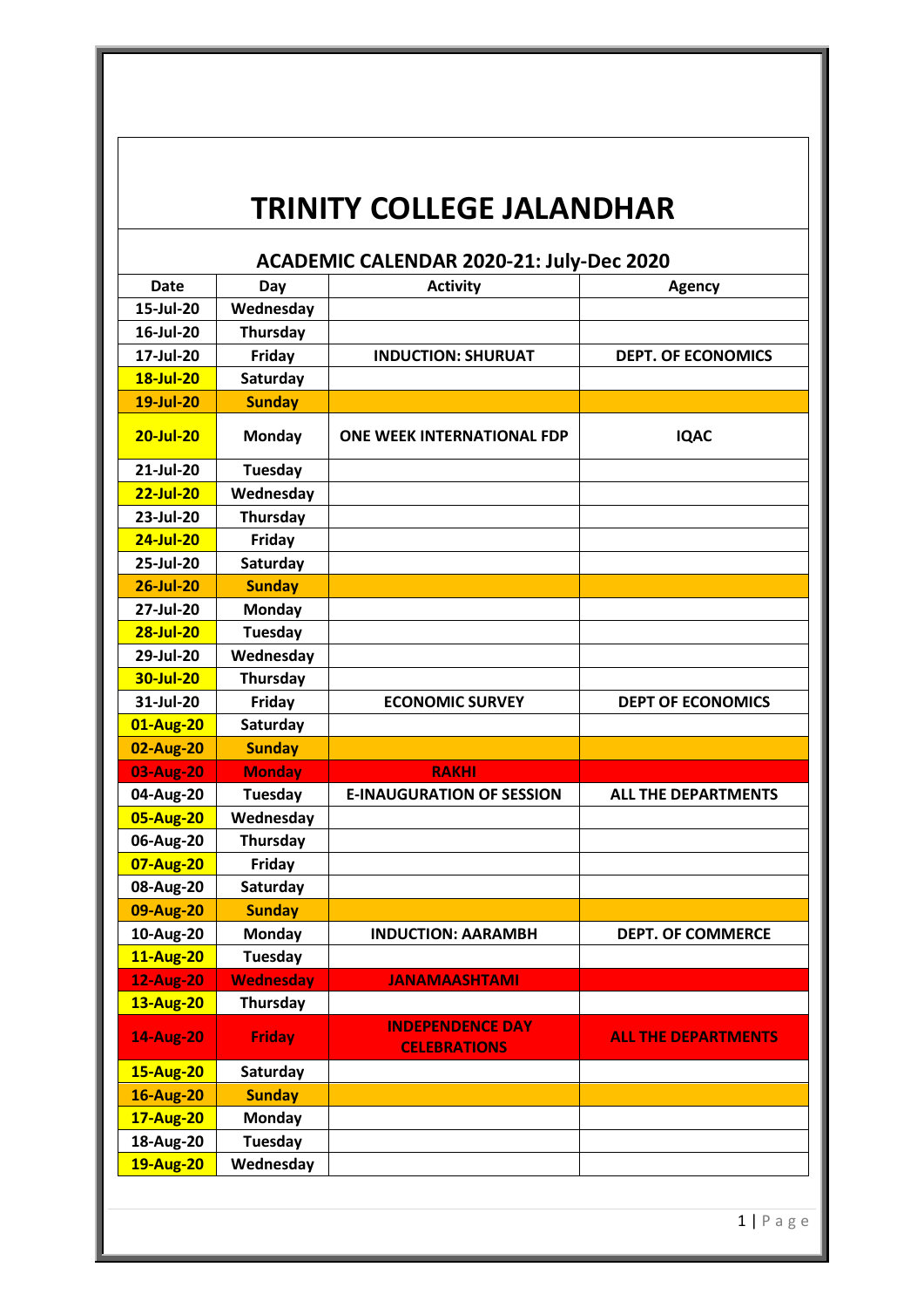# TRINITY COLLEGE JALANDHAR

## ACADEMIC CALENDAR 2020-21: July-Dec 2020

| Date | Day | Activity | Agency |
|---|---|---|---|
| 15-Jul-20 | Wednesday | | |
| 16-Jul-20 | Thursday | | |
| 17-Jul-20 | Friday | INDUCTION: SHURUAT | DEPT. OF ECONOMICS |
| 18-Jul-20 | Saturday | | |
| 19-Jul-20 | Sunday | | |
| 20-Jul-20 | Monday | ONE WEEK INTERNATIONAL FDP | IQAC |
| 21-Jul-20 | Tuesday | | |
| 22-Jul-20 | Wednesday | | |
| 23-Jul-20 | Thursday | | |
| 24-Jul-20 | Friday | | |
| 25-Jul-20 | Saturday | | |
| 26-Jul-20 | Sunday | | |
| 27-Jul-20 | Monday | | |
| 28-Jul-20 | Tuesday | | |
| 29-Jul-20 | Wednesday | | |
| 30-Jul-20 | Thursday | | |
| 31-Jul-20 | Friday | ECONOMIC SURVEY | DEPT OF ECONOMICS |
| 01-Aug-20 | Saturday | | |
| 02-Aug-20 | Sunday | | |
| 03-Aug-20 | Monday | RAKHI | |
| 04-Aug-20 | Tuesday | E-INAUGURATION OF SESSION | ALL THE DEPARTMENTS |
| 05-Aug-20 | Wednesday | | |
| 06-Aug-20 | Thursday | | |
| 07-Aug-20 | Friday | | |
| 08-Aug-20 | Saturday | | |
| 09-Aug-20 | Sunday | | |
| 10-Aug-20 | Monday | INDUCTION: AARAMBH | DEPT. OF COMMERCE |
| 11-Aug-20 | Tuesday | | |
| 12-Aug-20 | Wednesday | JANAMAASHTAMI | |
| 13-Aug-20 | Thursday | | |
| 14-Aug-20 | Friday | INDEPENDENCE DAY CELEBRATIONS | ALL THE DEPARTMENTS |
| 15-Aug-20 | Saturday | | |
| 16-Aug-20 | Sunday | | |
| 17-Aug-20 | Monday | | |
| 18-Aug-20 | Tuesday | | |
| 19-Aug-20 | Wednesday | | |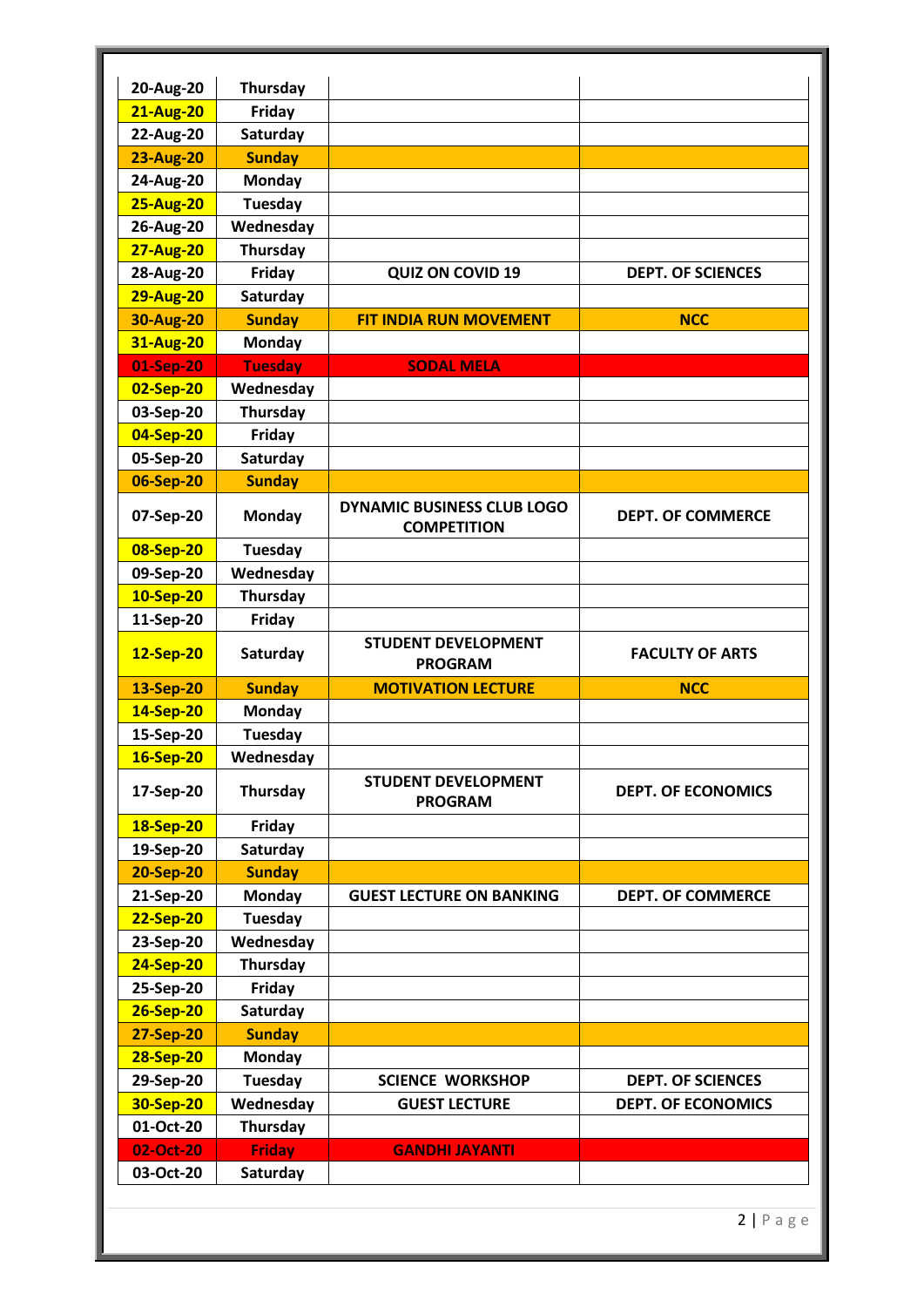| | | | |
|---|---|---|---|
| 20-Aug-20 | Thursday | | |
| 21-Aug-20 | Friday | | |
| 22-Aug-20 | Saturday | | |
| 23-Aug-20 | Sunday | | |
| 24-Aug-20 | Monday | | |
| 25-Aug-20 | Tuesday | | |
| 26-Aug-20 | Wednesday | | |
| 27-Aug-20 | Thursday | | |
| 28-Aug-20 | Friday | QUIZ ON COVID 19 | DEPT. OF SCIENCES |
| 29-Aug-20 | Saturday | | |
| 30-Aug-20 | Sunday | FIT INDIA RUN MOVEMENT | NCC |
| 31-Aug-20 | Monday | | |
| 01-Sep-20 | Tuesday | SODAL MELA | |
| 02-Sep-20 | Wednesday | | |
| 03-Sep-20 | Thursday | | |
| 04-Sep-20 | Friday | | |
| 05-Sep-20 | Saturday | | |
| 06-Sep-20 | Sunday | | |
| 07-Sep-20 | Monday | DYNAMIC BUSINESS CLUB LOGO COMPETITION | DEPT. OF COMMERCE |
| 08-Sep-20 | Tuesday | | |
| 09-Sep-20 | Wednesday | | |
| 10-Sep-20 | Thursday | | |
| 11-Sep-20 | Friday | | |
| 12-Sep-20 | Saturday | STUDENT DEVELOPMENT PROGRAM | FACULTY OF ARTS |
| 13-Sep-20 | Sunday | MOTIVATION LECTURE | NCC |
| 14-Sep-20 | Monday | | |
| 15-Sep-20 | Tuesday | | |
| 16-Sep-20 | Wednesday | | |
| 17-Sep-20 | Thursday | STUDENT DEVELOPMENT PROGRAM | DEPT. OF ECONOMICS |
| 18-Sep-20 | Friday | | |
| 19-Sep-20 | Saturday | | |
| 20-Sep-20 | Sunday | | |
| 21-Sep-20 | Monday | GUEST LECTURE ON BANKING | DEPT. OF COMMERCE |
| 22-Sep-20 | Tuesday | | |
| 23-Sep-20 | Wednesday | | |
| 24-Sep-20 | Thursday | | |
| 25-Sep-20 | Friday | | |
| 26-Sep-20 | Saturday | | |
| 27-Sep-20 | Sunday | | |
| 28-Sep-20 | Monday | | |
| 29-Sep-20 | Tuesday | SCIENCE WORKSHOP | DEPT. OF SCIENCES |
| 30-Sep-20 | Wednesday | GUEST LECTURE | DEPT. OF ECONOMICS |
| 01-Oct-20 | Thursday | | |
| 02-Oct-20 | Friday | GANDHI JAYANTI | |
| 03-Oct-20 | Saturday | | |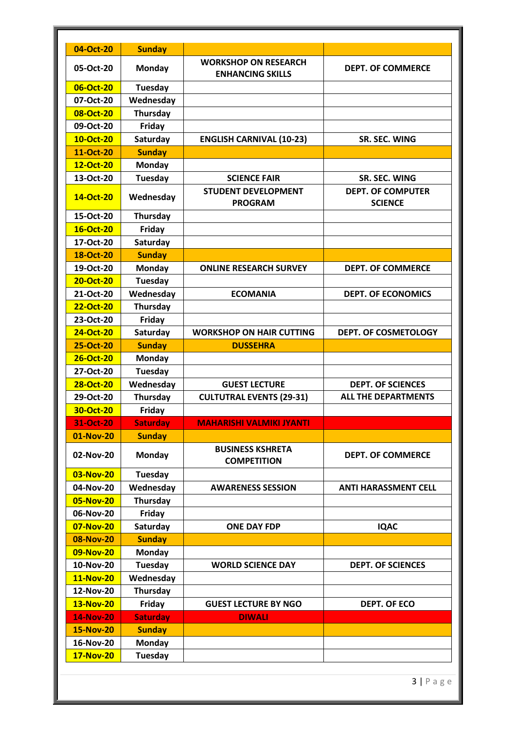| | | | |
|---|---|---|---|
| 04-Oct-20 | Sunday | | |
| 05-Oct-20 | Monday | WORKSHOP ON RESEARCH ENHANCING SKILLS | DEPT. OF COMMERCE |
| 06-Oct-20 | Tuesday | | |
| 07-Oct-20 | Wednesday | | |
| 08-Oct-20 | Thursday | | |
| 09-Oct-20 | Friday | | |
| 10-Oct-20 | Saturday | ENGLISH CARNIVAL (10-23) | SR. SEC. WING |
| 11-Oct-20 | Sunday | | |
| 12-Oct-20 | Monday | | |
| 13-Oct-20 | Tuesday | SCIENCE FAIR | SR. SEC. WING |
| 14-Oct-20 | Wednesday | STUDENT DEVELOPMENT PROGRAM | DEPT. OF COMPUTER SCIENCE |
| 15-Oct-20 | Thursday | | |
| 16-Oct-20 | Friday | | |
| 17-Oct-20 | Saturday | | |
| 18-Oct-20 | Sunday | | |
| 19-Oct-20 | Monday | ONLINE RESEARCH SURVEY | DEPT. OF COMMERCE |
| 20-Oct-20 | Tuesday | | |
| 21-Oct-20 | Wednesday | ECOMANIA | DEPT. OF ECONOMICS |
| 22-Oct-20 | Thursday | | |
| 23-Oct-20 | Friday | | |
| 24-Oct-20 | Saturday | WORKSHOP ON HAIR CUTTING | DEPT. OF COSMETOLOGY |
| 25-Oct-20 | Sunday | DUSSEHRA | |
| 26-Oct-20 | Monday | | |
| 27-Oct-20 | Tuesday | | |
| 28-Oct-20 | Wednesday | GUEST LECTURE | DEPT. OF SCIENCES |
| 29-Oct-20 | Thursday | CULTUTRAL EVENTS (29-31) | ALL THE DEPARTMENTS |
| 30-Oct-20 | Friday | | |
| 31-Oct-20 | Saturday | MAHARISHI VALMIKI JYANTI | |
| 01-Nov-20 | Sunday | | |
| 02-Nov-20 | Monday | BUSINESS KSHRETA COMPETITION | DEPT. OF COMMERCE |
| 03-Nov-20 | Tuesday | | |
| 04-Nov-20 | Wednesday | AWARENESS SESSION | ANTI HARASSMENT CELL |
| 05-Nov-20 | Thursday | | |
| 06-Nov-20 | Friday | | |
| 07-Nov-20 | Saturday | ONE DAY FDP | IQAC |
| 08-Nov-20 | Sunday | | |
| 09-Nov-20 | Monday | | |
| 10-Nov-20 | Tuesday | WORLD SCIENCE DAY | DEPT. OF SCIENCES |
| 11-Nov-20 | Wednesday | | |
| 12-Nov-20 | Thursday | | |
| 13-Nov-20 | Friday | GUEST LECTURE BY NGO | DEPT. OF ECO |
| 14-Nov-20 | Saturday | DIWALI | |
| 15-Nov-20 | Sunday | | |
| 16-Nov-20 | Monday | | |
| 17-Nov-20 | Tuesday | | |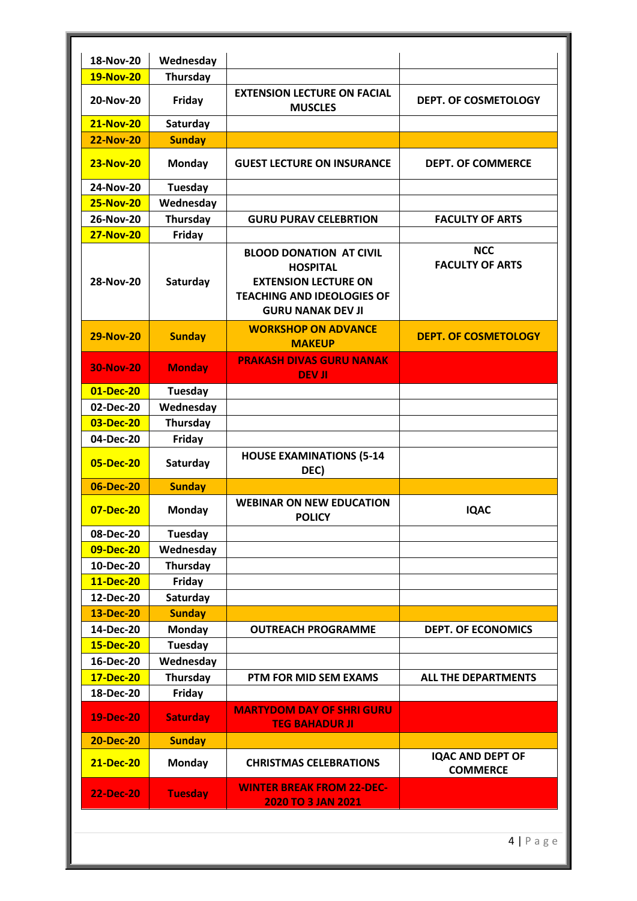| 18-Nov-20 | Wednesday | | |
|---|---|---|---|
| 19-Nov-20 | Thursday | | |
| 20-Nov-20 | Friday | EXTENSION LECTURE ON FACIAL MUSCLES | DEPT. OF COSMETOLOGY |
| 21-Nov-20 | Saturday | | |
| 22-Nov-20 | Sunday | | |
| 23-Nov-20 | Monday | GUEST LECTURE ON INSURANCE | DEPT. OF COMMERCE |
| 24-Nov-20 | Tuesday | | |
| 25-Nov-20 | Wednesday | | |
| 26-Nov-20 | Thursday | GURU PURAV CELEBRTION | FACULTY OF ARTS |
| 27-Nov-20 | Friday | | |
| 28-Nov-20 | Saturday | BLOOD DONATION AT CIVIL HOSPITAL<br>EXTENSION LECTURE ON TEACHING AND IDEOLOGIES OF GURU NANAK DEV JI | NCC<br>FACULTY OF ARTS |
| 29-Nov-20 | Sunday | WORKSHOP ON ADVANCE MAKEUP | DEPT. OF COSMETOLOGY |
| 30-Nov-20 | Monday | PRAKASH DIVAS GURU NANAK DEV JI | |
| 01-Dec-20 | Tuesday | | |
| 02-Dec-20 | Wednesday | | |
| 03-Dec-20 | Thursday | | |
| 04-Dec-20 | Friday | | |
| 05-Dec-20 | Saturday | HOUSE EXAMINATIONS (5-14 DEC) | |
| 06-Dec-20 | Sunday | | |
| 07-Dec-20 | Monday | WEBINAR ON NEW EDUCATION POLICY | IQAC |
| 08-Dec-20 | Tuesday | | |
| 09-Dec-20 | Wednesday | | |
| 10-Dec-20 | Thursday | | |
| 11-Dec-20 | Friday | | |
| 12-Dec-20 | Saturday | | |
| 13-Dec-20 | Sunday | | |
| 14-Dec-20 | Monday | OUTREACH PROGRAMME | DEPT. OF ECONOMICS |
| 15-Dec-20 | Tuesday | | |
| 16-Dec-20 | Wednesday | | |
| 17-Dec-20 | Thursday | PTM FOR MID SEM EXAMS | ALL THE DEPARTMENTS |
| 18-Dec-20 | Friday | | |
| 19-Dec-20 | Saturday | MARTYDOM DAY OF SHRI GURU TEG BAHADUR JI | |
| 20-Dec-20 | Sunday | | |
| 21-Dec-20 | Monday | CHRISTMAS CELEBRATIONS | IQAC AND DEPT OF COMMERCE |
| 22-Dec-20 | Tuesday | WINTER BREAK FROM 22-DEC-2020 TO 3 JAN 2021 | |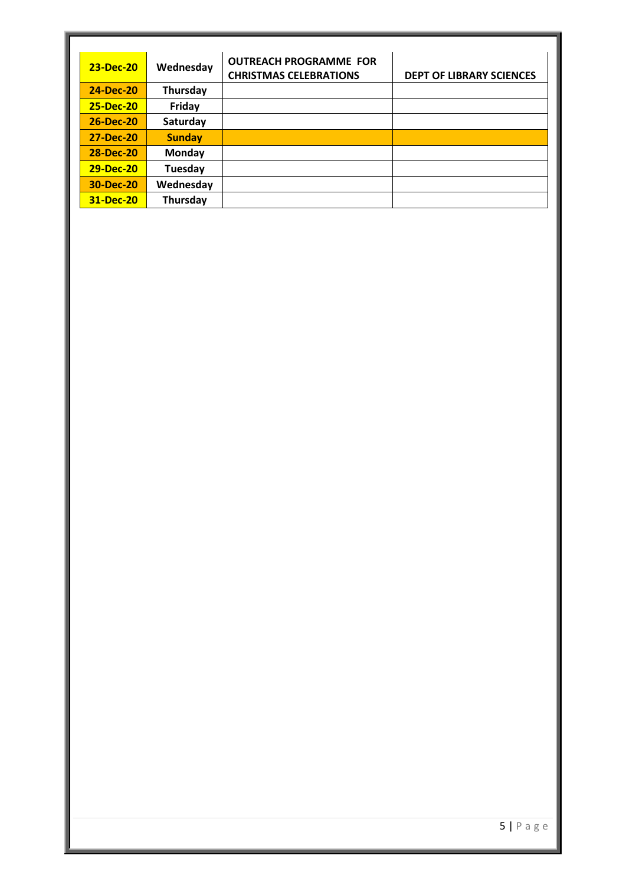| 23-Dec-20 | Wednesday | OUTREACH PROGRAMME FOR CHRISTMAS CELEBRATIONS | DEPT OF LIBRARY SCIENCES |
|---|---|---|---|
| 24-Dec-20 | Thursday | | |
| 25-Dec-20 | Friday | | |
| 26-Dec-20 | Saturday | | |
| 27-Dec-20 | Sunday | | |
| 28-Dec-20 | Monday | | |
| 29-Dec-20 | Tuesday | | |
| 30-Dec-20 | Wednesday | | |
| 31-Dec-20 | Thursday | | |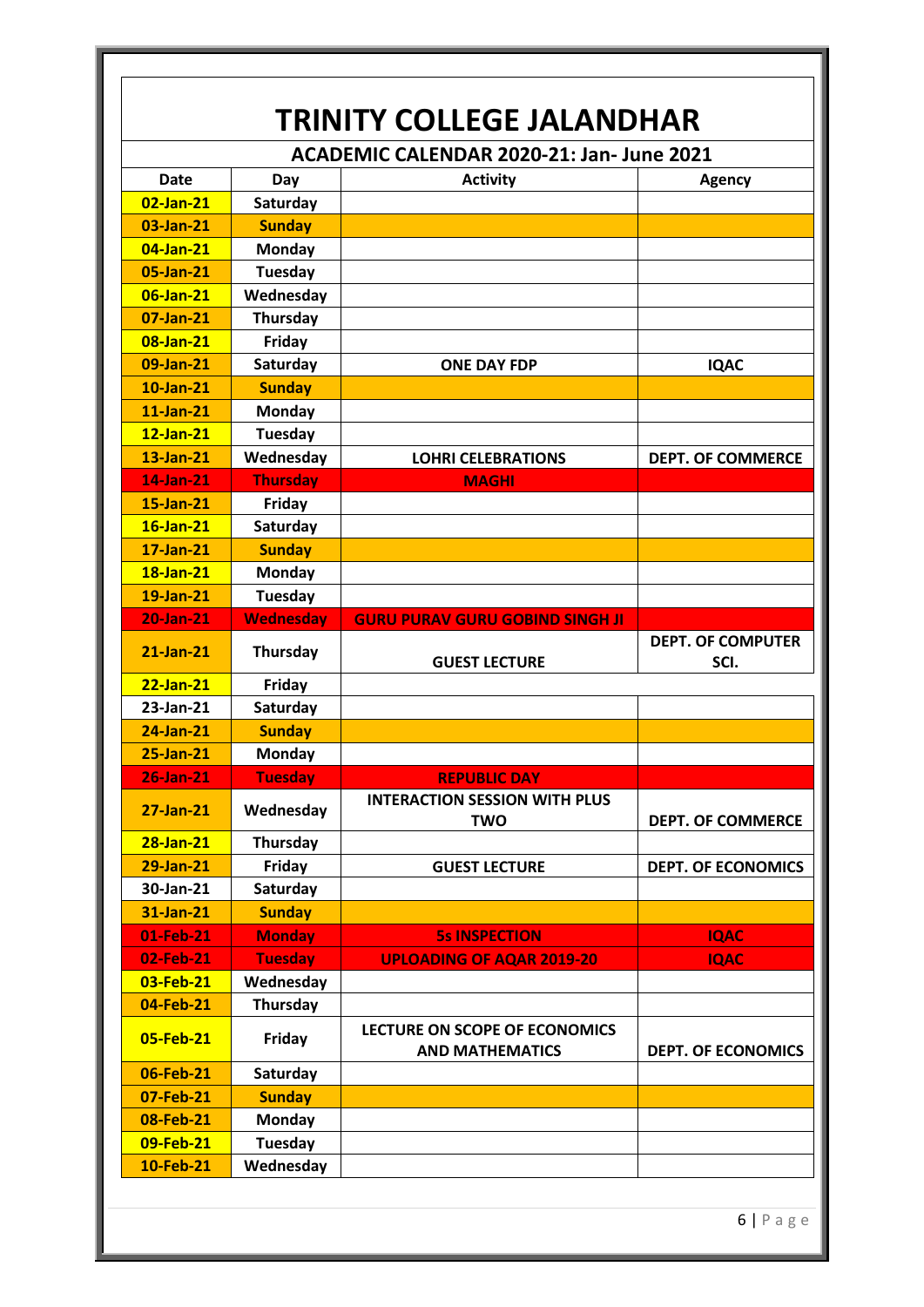# TRINITY COLLEGE JALANDHAR

## ACADEMIC CALENDAR 2020-21: Jan- June 2021

| Date | Day | Activity | Agency |
|---|---|---|---|
| 02-Jan-21 | Saturday | | |
| 03-Jan-21 | Sunday | | |
| 04-Jan-21 | Monday | | |
| 05-Jan-21 | Tuesday | | |
| 06-Jan-21 | Wednesday | | |
| 07-Jan-21 | Thursday | | |
| 08-Jan-21 | Friday | | |
| 09-Jan-21 | Saturday | ONE DAY FDP | IQAC |
| 10-Jan-21 | Sunday | | |
| 11-Jan-21 | Monday | | |
| 12-Jan-21 | Tuesday | | |
| 13-Jan-21 | Wednesday | LOHRI CELEBRATIONS | DEPT. OF COMMERCE |
| 14-Jan-21 | Thursday | MAGHI | |
| 15-Jan-21 | Friday | | |
| 16-Jan-21 | Saturday | | |
| 17-Jan-21 | Sunday | | |
| 18-Jan-21 | Monday | | |
| 19-Jan-21 | Tuesday | | |
| 20-Jan-21 | Wednesday | GURU PURAV GURU GOBIND SINGH JI | |
| 21-Jan-21 | Thursday | GUEST LECTURE | DEPT. OF COMPUTER SCI. |
| 22-Jan-21 | Friday | | |
| 23-Jan-21 | Saturday | | |
| 24-Jan-21 | Sunday | | |
| 25-Jan-21 | Monday | | |
| 26-Jan-21 | Tuesday | REPUBLIC DAY | |
| 27-Jan-21 | Wednesday | INTERACTION SESSION WITH PLUS TWO | DEPT. OF COMMERCE |
| 28-Jan-21 | Thursday | | |
| 29-Jan-21 | Friday | GUEST LECTURE | DEPT. OF ECONOMICS |
| 30-Jan-21 | Saturday | | |
| 31-Jan-21 | Sunday | | |
| 01-Feb-21 | Monday | 5s INSPECTION | IQAC |
| 02-Feb-21 | Tuesday | UPLOADING OF AQAR 2019-20 | IQAC |
| 03-Feb-21 | Wednesday | | |
| 04-Feb-21 | Thursday | | |
| 05-Feb-21 | Friday | LECTURE ON SCOPE OF ECONOMICS AND MATHEMATICS | DEPT. OF ECONOMICS |
| 06-Feb-21 | Saturday | | |
| 07-Feb-21 | Sunday | | |
| 08-Feb-21 | Monday | | |
| 09-Feb-21 | Tuesday | | |
| 10-Feb-21 | Wednesday | | |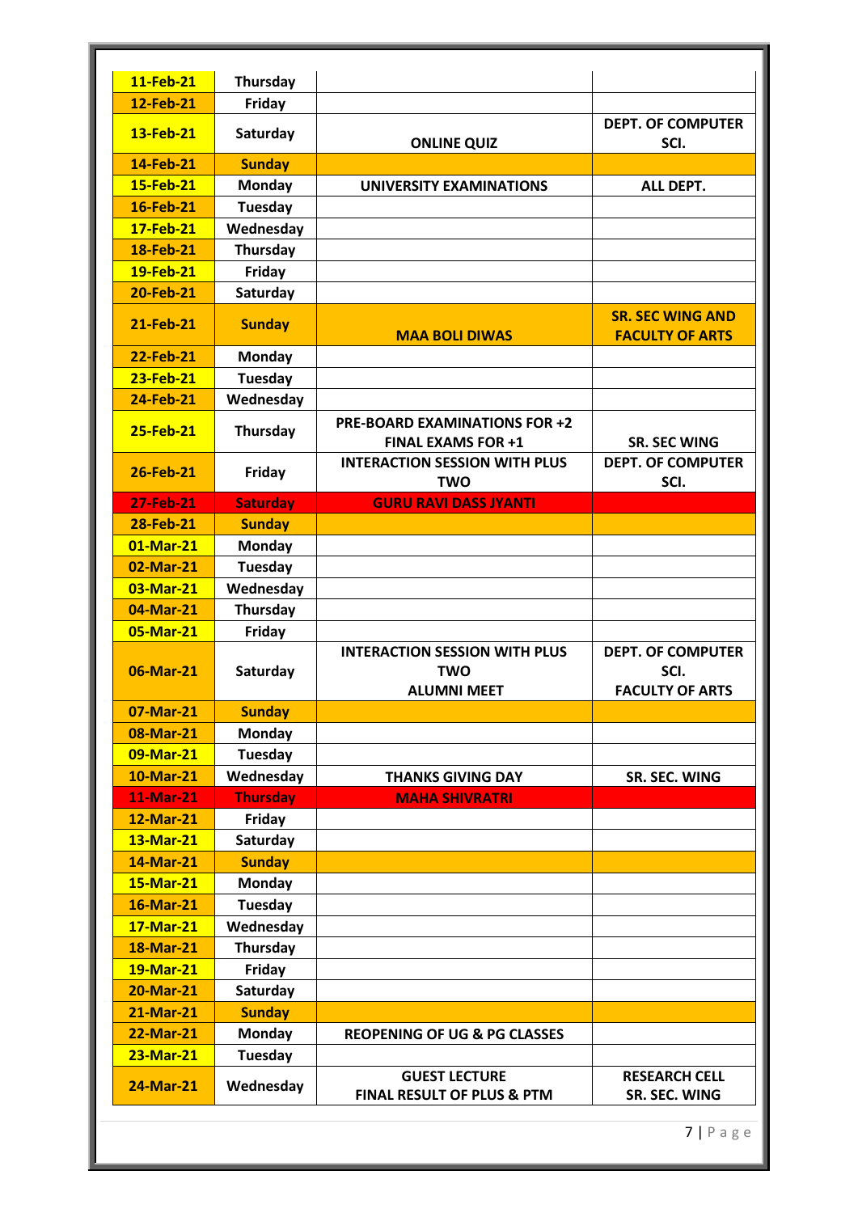| | | | |
|---|---|---|---|
| 11-Feb-21 | Thursday | | |
| 12-Feb-21 | Friday | | |
| 13-Feb-21 | Saturday | ONLINE QUIZ | DEPT. OF COMPUTER SCI. |
| 14-Feb-21 | Sunday | | |
| 15-Feb-21 | Monday | UNIVERSITY EXAMINATIONS | ALL DEPT. |
| 16-Feb-21 | Tuesday | | |
| 17-Feb-21 | Wednesday | | |
| 18-Feb-21 | Thursday | | |
| 19-Feb-21 | Friday | | |
| 20-Feb-21 | Saturday | | |
| 21-Feb-21 | Sunday | MAA BOLI DIWAS | SR. SEC WING AND FACULTY OF ARTS |
| 22-Feb-21 | Monday | | |
| 23-Feb-21 | Tuesday | | |
| 24-Feb-21 | Wednesday | | |
| 25-Feb-21 | Thursday | PRE-BOARD EXAMINATIONS FOR +2<br>FINAL EXAMS FOR +1 | SR. SEC WING |
| 26-Feb-21 | Friday | INTERACTION SESSION WITH PLUS TWO | DEPT. OF COMPUTER SCI. |
| 27-Feb-21 | Saturday | GURU RAVI DASS JYANTI | |
| 28-Feb-21 | Sunday | | |
| 01-Mar-21 | Monday | | |
| 02-Mar-21 | Tuesday | | |
| 03-Mar-21 | Wednesday | | |
| 04-Mar-21 | Thursday | | |
| 05-Mar-21 | Friday | | |
| 06-Mar-21 | Saturday | INTERACTION SESSION WITH PLUS TWO<br>ALUMNI MEET | DEPT. OF COMPUTER SCI.<br>FACULTY OF ARTS |
| 07-Mar-21 | Sunday | | |
| 08-Mar-21 | Monday | | |
| 09-Mar-21 | Tuesday | | |
| 10-Mar-21 | Wednesday | THANKS GIVING DAY | SR. SEC. WING |
| 11-Mar-21 | Thursday | MAHA SHIVRATRI | |
| 12-Mar-21 | Friday | | |
| 13-Mar-21 | Saturday | | |
| 14-Mar-21 | Sunday | | |
| 15-Mar-21 | Monday | | |
| 16-Mar-21 | Tuesday | | |
| 17-Mar-21 | Wednesday | | |
| 18-Mar-21 | Thursday | | |
| 19-Mar-21 | Friday | | |
| 20-Mar-21 | Saturday | | |
| 21-Mar-21 | Sunday | | |
| 22-Mar-21 | Monday | REOPENING OF UG & PG CLASSES | |
| 23-Mar-21 | Tuesday | | |
| 24-Mar-21 | Wednesday | GUEST LECTURE<br>FINAL RESULT OF PLUS & PTM | RESEARCH CELL<br>SR. SEC. WING |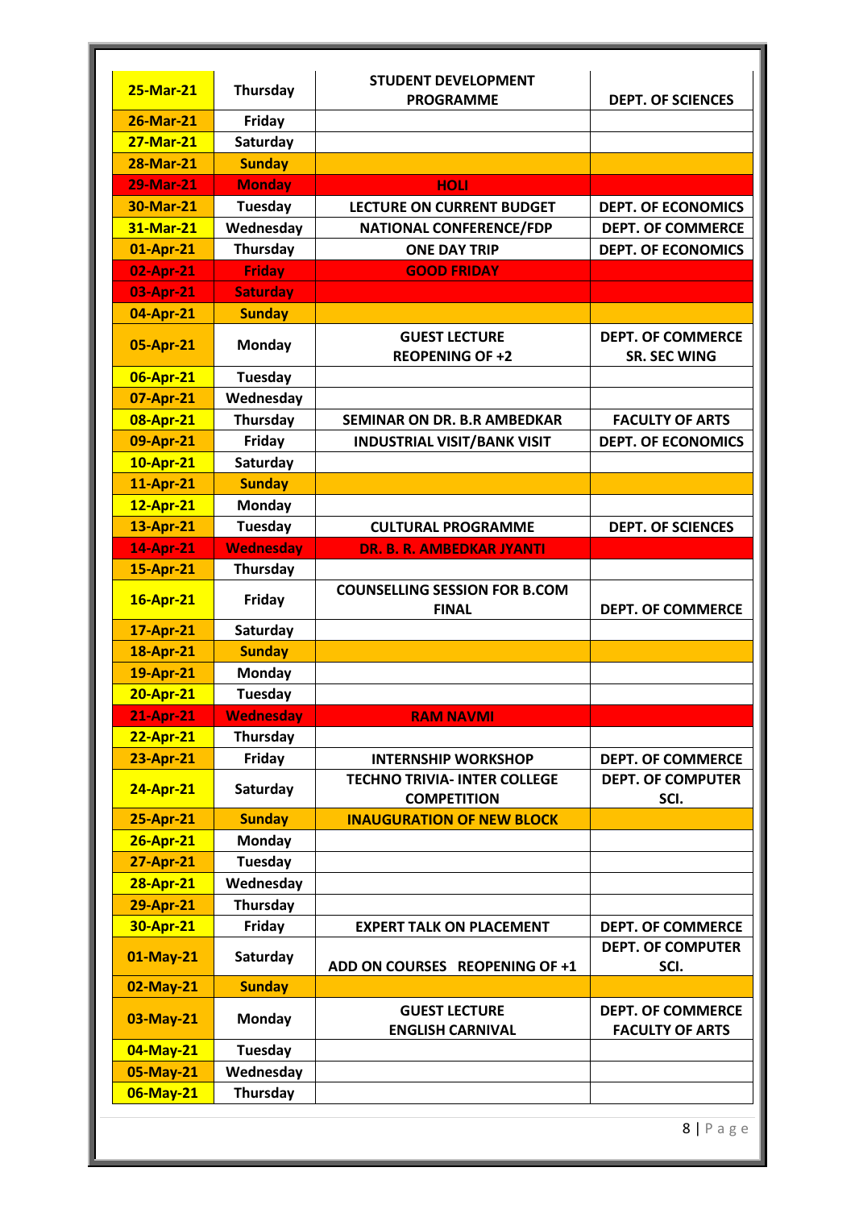| 25-Mar-21 | Thursday | STUDENT DEVELOPMENT PROGRAMME | DEPT. OF SCIENCES |
|---|---|---|---|
| 26-Mar-21 | Friday | | |
| 27-Mar-21 | Saturday | | |
| 28-Mar-21 | Sunday | | |
| 29-Mar-21 | Monday | HOLI | |
| 30-Mar-21 | Tuesday | LECTURE ON CURRENT BUDGET | DEPT. OF ECONOMICS |
| 31-Mar-21 | Wednesday | NATIONAL CONFERENCE/FDP | DEPT. OF COMMERCE |
| 01-Apr-21 | Thursday | ONE DAY TRIP | DEPT. OF ECONOMICS |
| 02-Apr-21 | Friday | GOOD FRIDAY | |
| 03-Apr-21 | Saturday | | |
| 04-Apr-21 | Sunday | | |
| 05-Apr-21 | Monday | GUEST LECTURE<br>REOPENING OF +2 | DEPT. OF COMMERCE<br>SR. SEC WING |
| 06-Apr-21 | Tuesday | | |
| 07-Apr-21 | Wednesday | | |
| 08-Apr-21 | Thursday | SEMINAR ON DR. B.R AMBEDKAR | FACULTY OF ARTS |
| 09-Apr-21 | Friday | INDUSTRIAL VISIT/BANK VISIT | DEPT. OF ECONOMICS |
| 10-Apr-21 | Saturday | | |
| 11-Apr-21 | Sunday | | |
| 12-Apr-21 | Monday | | |
| 13-Apr-21 | Tuesday | CULTURAL PROGRAMME | DEPT. OF SCIENCES |
| 14-Apr-21 | Wednesday | DR. B. R. AMBEDKAR JYANTI | |
| 15-Apr-21 | Thursday | | |
| 16-Apr-21 | Friday | COUNSELLING SESSION FOR B.COM FINAL | DEPT. OF COMMERCE |
| 17-Apr-21 | Saturday | | |
| 18-Apr-21 | Sunday | | |
| 19-Apr-21 | Monday | | |
| 20-Apr-21 | Tuesday | | |
| 21-Apr-21 | Wednesday | RAM NAVMI | |
| 22-Apr-21 | Thursday | | |
| 23-Apr-21 | Friday | INTERNSHIP WORKSHOP | DEPT. OF COMMERCE |
| 24-Apr-21 | Saturday | TECHNO TRIVIA- INTER COLLEGE COMPETITION | DEPT. OF COMPUTER SCI. |
| 25-Apr-21 | Sunday | INAUGURATION OF NEW BLOCK | |
| 26-Apr-21 | Monday | | |
| 27-Apr-21 | Tuesday | | |
| 28-Apr-21 | Wednesday | | |
| 29-Apr-21 | Thursday | | |
| 30-Apr-21 | Friday | EXPERT TALK ON PLACEMENT | DEPT. OF COMMERCE |
| 01-May-21 | Saturday | ADD ON COURSES REOPENING OF +1 | DEPT. OF COMPUTER SCI. |
| 02-May-21 | Sunday | | |
| 03-May-21 | Monday | GUEST LECTURE<br>ENGLISH CARNIVAL | DEPT. OF COMMERCE<br>FACULTY OF ARTS |
| 04-May-21 | Tuesday | | |
| 05-May-21 | Wednesday | | |
| 06-May-21 | Thursday | | |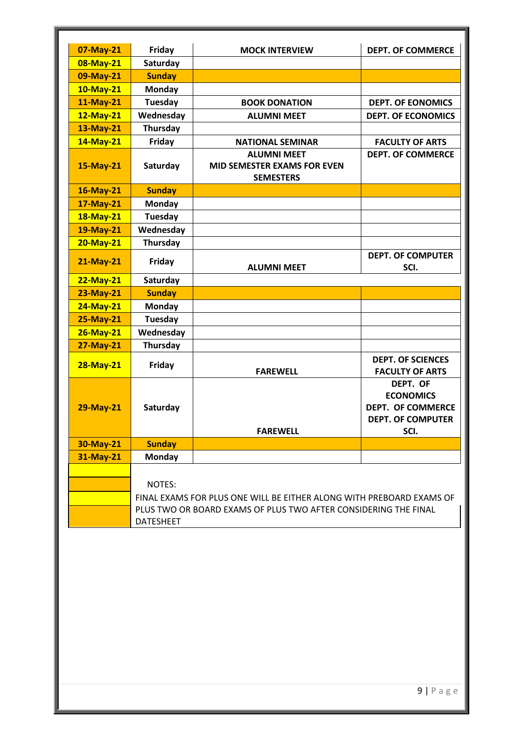| | | | |
|---|---|---|---|
| 07-May-21 | Friday | MOCK INTERVIEW | DEPT. OF COMMERCE |
| 08-May-21 | Saturday | | |
| 09-May-21 | Sunday | | |
| 10-May-21 | Monday | | |
| 11-May-21 | Tuesday | BOOK DONATION | DEPT. OF EONOMICS |
| 12-May-21 | Wednesday | ALUMNI MEET | DEPT. OF ECONOMICS |
| 13-May-21 | Thursday | | |
| 14-May-21 | Friday | NATIONAL SEMINAR | FACULTY OF ARTS |
| 15-May-21 | Saturday | ALUMNI MEET<br>MID SEMESTER EXAMS FOR EVEN SEMESTERS | DEPT. OF COMMERCE |
| 16-May-21 | Sunday | | |
| 17-May-21 | Monday | | |
| 18-May-21 | Tuesday | | |
| 19-May-21 | Wednesday | | |
| 20-May-21 | Thursday | | |
| 21-May-21 | Friday | ALUMNI MEET | DEPT. OF COMPUTER SCI. |
| 22-May-21 | Saturday | | |
| 23-May-21 | Sunday | | |
| 24-May-21 | Monday | | |
| 25-May-21 | Tuesday | | |
| 26-May-21 | Wednesday | | |
| 27-May-21 | Thursday | | |
| 28-May-21 | Friday | FAREWELL | DEPT. OF SCIENCES<br>FACULTY OF ARTS |
| 29-May-21 | Saturday | FAREWELL | DEPT. OF ECONOMICS<br>DEPT. OF COMMERCE<br>DEPT. OF COMPUTER SCI. |
| 30-May-21 | Sunday | | |
| 31-May-21 | Monday | | |

NOTES:

FINAL EXAMS FOR PLUS ONE WILL BE EITHER ALONG WITH PREBOARD EXAMS OF PLUS TWO OR BOARD EXAMS OF PLUS TWO AFTER CONSIDERING THE FINAL DATESHEET